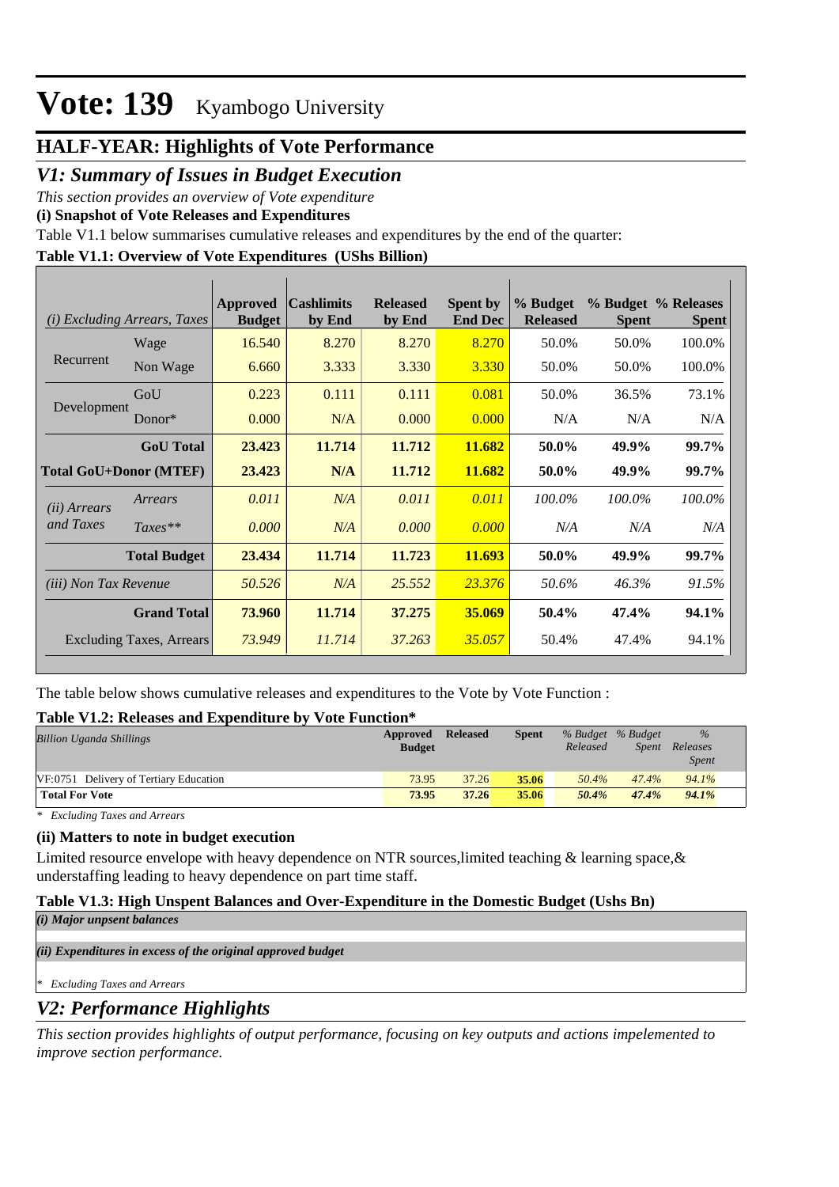# Vote: 139 Kyambogo University

## HALF-YEAR: Highlights of Vote Performance

## *V1: Summary of Issues in Budget Execution*

*This section provides an overview of Vote expenditure*

**(i) Snapshot of Vote Releases and Expenditures**

Table V1.1 below summarises cumulative releases and expenditures by the end of the quarter:

**Table V1.1: Overview of Vote Expenditures (UShs Billion)**

| *(i) Excluding Arrears, Taxes* | | Approved Budget | Cashlimits by End | Released by End | Spent by End Dec | % Budget Released | % Budget Spent | % Releases Spent |
|---|---|---|---|---|---|---|---|---|
| Recurrent | Wage | 16.540 | 8.270 | 8.270 | 8.270 | 50.0% | 50.0% | 100.0% |
| | Non Wage | 6.660 | 3.333 | 3.330 | 3.330 | 50.0% | 50.0% | 100.0% |
| Development | GoU | 0.223 | 0.111 | 0.111 | 0.081 | 50.0% | 36.5% | 73.1% |
| | Donor* | 0.000 | N/A | 0.000 | 0.000 | N/A | N/A | N/A |
| | **GoU Total** | **23.423** | **11.714** | **11.712** | **11.682** | **50.0%** | **49.9%** | **99.7%** |
| **Total GoU+Donor (MTEF)** | | **23.423** | **N/A** | **11.712** | **11.682** | **50.0%** | **49.9%** | **99.7%** |
| *(ii) Arrears and Taxes* | *Arrears* | *0.011* | *N/A* | *0.011* | *0.011* | *100.0%* | *100.0%* | *100.0%* |
| | *Taxes*** | *0.000* | *N/A* | *0.000* | *0.000* | *N/A* | *N/A* | *N/A* |
| | **Total Budget** | **23.434** | **11.714** | **11.723** | **11.693** | **50.0%** | **49.9%** | **99.7%** |
| *(iii) Non Tax Revenue* | | *50.526* | *N/A* | *25.552* | *23.376* | *50.6%* | *46.3%* | *91.5%* |
| | **Grand Total** | **73.960** | **11.714** | **37.275** | **35.069** | **50.4%** | **47.4%** | **94.1%** |
| | Excluding Taxes, Arrears | *73.949* | *11.714* | *37.263* | *35.057* | 50.4% | 47.4% | 94.1% |

The table below shows cumulative releases and expenditures to the Vote by Vote Function :

**Table V1.2: Releases and Expenditure by Vote Function***

| *Billion Uganda Shillings* | Approved Budget | Released | Spent | *% Budget Released* | *% Budget Spent* | *% Releases Spent* |
|---|---|---|---|---|---|---|
| VF:0751 Delivery of Tertiary Education | 73.95 | 37.26 | 35.06 | 50.4% | 47.4% | 94.1% |
| **Total For Vote** | **73.95** | **37.26** | **35.06** | **50.4%** | **47.4%** | **94.1%** |

*\* Excluding Taxes and Arrears*

**(ii) Matters to note in budget execution**

Limited resource envelope with heavy dependence on NTR sources,limited teaching & learning space,& understaffing leading to heavy dependence on part time staff.

**Table V1.3: High Unspent Balances and Over-Expenditure in the Domestic Budget (Ushs Bn)**

***(i) Major unpsent balances***

***(ii) Expenditures in excess of the original approved budget***

*\* Excluding Taxes and Arrears*

## *V2: Performance Highlights*

*This section provides highlights of output performance, focusing on key outputs and actions impelemented to improve section performance.*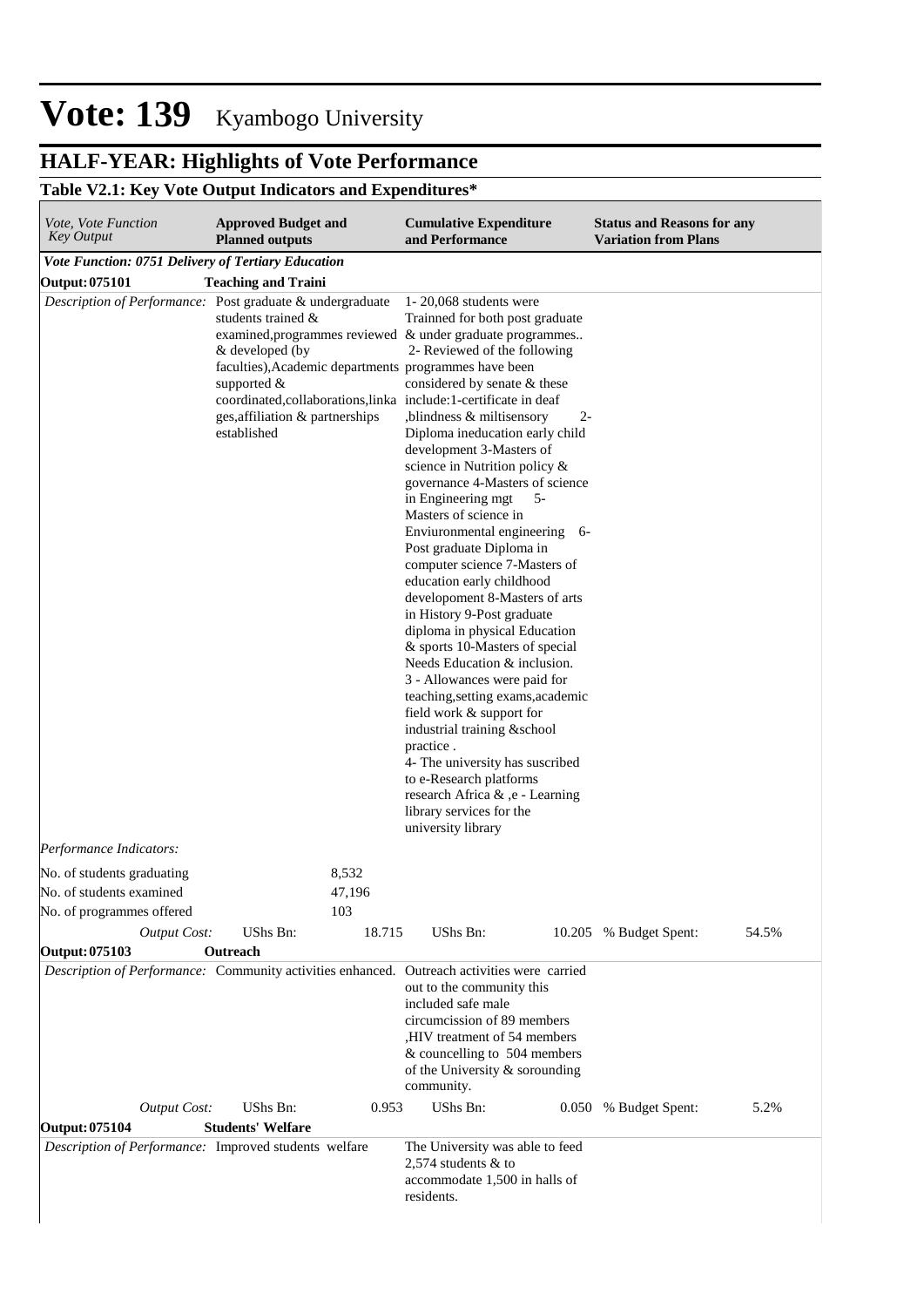# Vote: 139 Kyambogo University

## HALF-YEAR: Highlights of Vote Performance

### Table V2.1: Key Vote Output Indicators and Expenditures*

| *Vote, Vote Function Key Output* | **Approved Budget and Planned outputs** | **Cumulative Expenditure and Performance** | **Status and Reasons for any Variation from Plans** |
|---|---|---|---|
| ***Vote Function: 0751 Delivery of Tertiary Education*** | | | |
| **Output: 075101** | **Teaching and Traini** | | |
| *Description of Performance:* | Post graduate & undergraduate students trained & examined,programmes reviewed & developed (by faculties),Academic departments supported & coordinated,collaborations,linkages,affiliation & partnerships established | 1- 20,068 students were Trainned for both post graduate & under graduate programmes.. 2- Reviewed of the following programmes have been considered by senate & these include:1-certificate in deaf ,blindness & miltisensory 2- Diploma ineducation early child development 3-Masters of science in Nutrition policy & governance 4-Masters of science in Engineering mgt 5- Masters of science in Enviuronmental engineering 6- Post graduate Diploma in computer science 7-Masters of education early childhood developoment 8-Masters of arts in History 9-Post graduate diploma in physical Education & sports 10-Masters of special Needs Education & inclusion. 3 - Allowances were paid for teaching,setting exams,academic field work & support for industrial training &school practice . 4- The university has suscribed to e-Research platforms research Africa & ,e - Learning library services for the university library | |
| *Performance Indicators:* | | | |
| No. of students graduating | 8,532 | | |
| No. of students examined | 47,196 | | |
| No. of programmes offered | 103 | | |
| *Output Cost:* | UShs Bn: 18.715 | UShs Bn: 10.205 | % Budget Spent: 54.5% |
| **Output: 075103** | **Outreach** | | |
| *Description of Performance:* | Community activities enhanced. | Outreach activities were carried out to the community this included safe male circumcission of 89 members ,HIV treatment of 54 members & councelling to 504 members of the University & sorounding community. | |
| *Output Cost:* | UShs Bn: 0.953 | UShs Bn: 0.050 | % Budget Spent: 5.2% |
| **Output: 075104** | **Students' Welfare** | | |
| *Description of Performance:* | Improved students welfare | The University was able to feed 2,574 students & to accommodate 1,500 in halls of residents. | |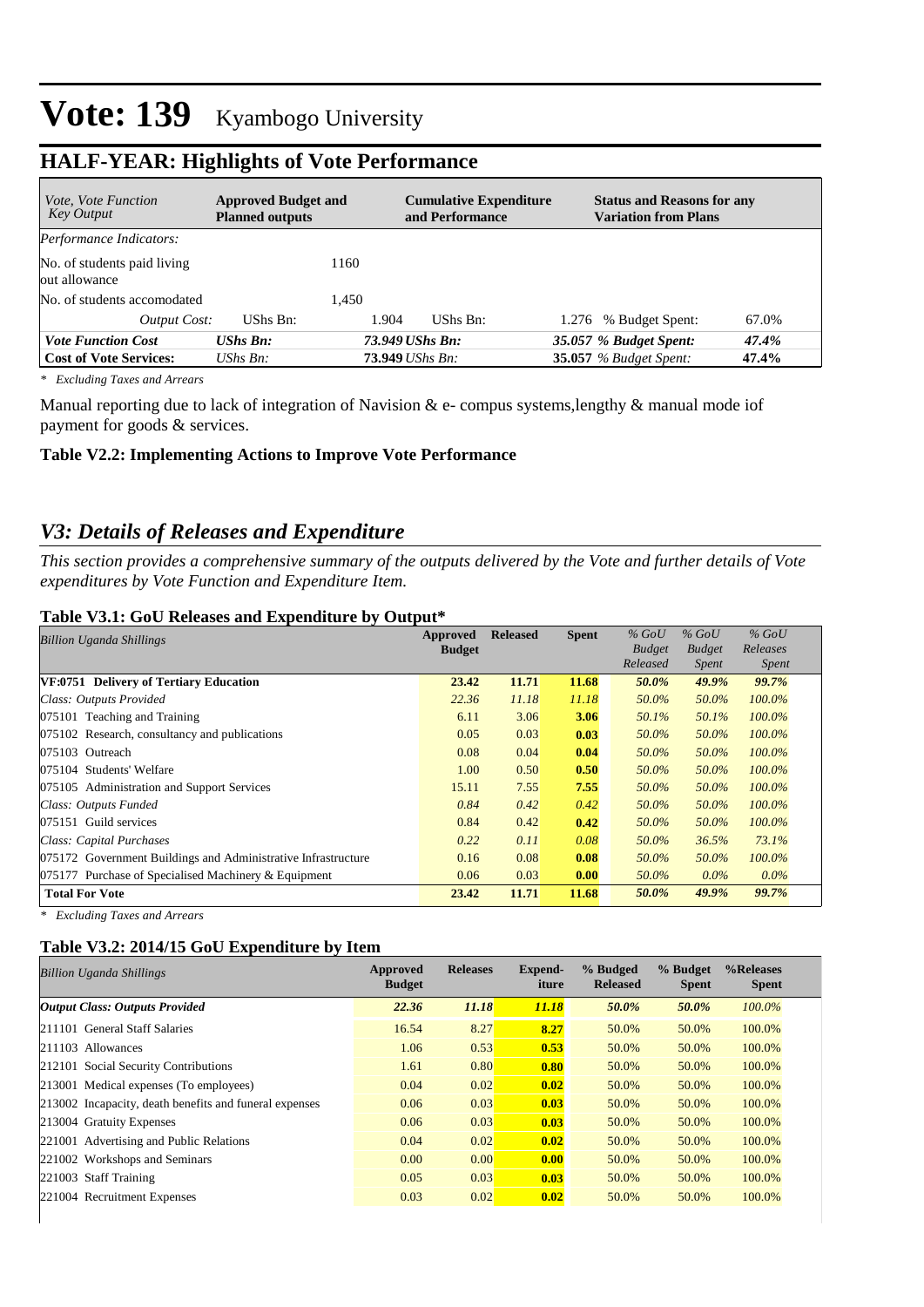# Vote: 139 Kyambogo University

## HALF-YEAR: Highlights of Vote Performance

| *Vote, Vote Function Key Output* | **Approved Budget and Planned outputs** | | **Cumulative Expenditure and Performance** | | **Status and Reasons for any Variation from Plans** | |
|---|---|---|---|---|---|---|
| *Performance Indicators:* | | | | | | |
| No. of students paid living out allowance | | 1160 | | | | |
| No. of students accomodated | | 1,450 | | | | |
| *Output Cost:* | UShs Bn: | 1.904 | UShs Bn: | 1.276 | % Budget Spent: | 67.0% |
| ***Vote Function Cost*** | ***UShs Bn:*** | ***73.949*** | ***UShs Bn:*** | ***35.057*** | ***% Budget Spent:*** | ***47.4%*** |
| **Cost of Vote Services:** | *UShs Bn:* | **73.949** | *UShs Bn:* | **35.057** | *% Budget Spent:* | **47.4%** |

*\* Excluding Taxes and Arrears*

Manual reporting due to lack of integration of Navision & e- compus systems,lengthy & manual mode iof payment for goods & services.

**Table V2.2: Implementing Actions to Improve Vote Performance**

## *V3: Details of Releases and Expenditure*

*This section provides a comprehensive summary of the outputs delivered by the Vote and further details of Vote expenditures by Vote Function and Expenditure Item.*

**Table V3.1: GoU Releases and Expenditure by Output***

| *Billion Uganda Shillings* | **Approved Budget** | **Released** | **Spent** | *% GoU Budget Released* | *% GoU Budget Spent* | *% GoU Releases Spent* |
|---|---|---|---|---|---|---|
| **VF:0751 Delivery of Tertiary Education** | **23.42** | **11.71** | **11.68** | ***50.0%*** | ***49.9%*** | ***99.7%*** |
| *Class: Outputs Provided* | *22.36* | *11.18* | *11.18* | *50.0%* | *50.0%* | *100.0%* |
| 075101 Teaching and Training | 6.11 | 3.06 | **3.06** | *50.1%* | *50.1%* | *100.0%* |
| 075102 Research, consultancy and publications | 0.05 | 0.03 | **0.03** | *50.0%* | *50.0%* | *100.0%* |
| 075103 Outreach | 0.08 | 0.04 | **0.04** | *50.0%* | *50.0%* | *100.0%* |
| 075104 Students' Welfare | 1.00 | 0.50 | **0.50** | *50.0%* | *50.0%* | *100.0%* |
| 075105 Administration and Support Services | 15.11 | 7.55 | **7.55** | *50.0%* | *50.0%* | *100.0%* |
| *Class: Outputs Funded* | *0.84* | *0.42* | *0.42* | *50.0%* | *50.0%* | *100.0%* |
| 075151 Guild services | 0.84 | 0.42 | **0.42** | *50.0%* | *50.0%* | *100.0%* |
| *Class: Capital Purchases* | *0.22* | *0.11* | *0.08* | *50.0%* | *36.5%* | *73.1%* |
| 075172 Government Buildings and Administrative Infrastructure | 0.16 | 0.08 | **0.08** | *50.0%* | *50.0%* | *100.0%* |
| 075177 Purchase of Specialised Machinery & Equipment | 0.06 | 0.03 | **0.00** | *50.0%* | *0.0%* | *0.0%* |
| **Total For Vote** | **23.42** | **11.71** | **11.68** | ***50.0%*** | ***49.9%*** | ***99.7%*** |

*\* Excluding Taxes and Arrears*

**Table V3.2: 2014/15 GoU Expenditure by Item**

| *Billion Uganda Shillings* | **Approved Budget** | **Releases** | **Expend-iture** | **% Budged Released** | **% Budget Spent** | **%Releases Spent** |
|---|---|---|---|---|---|---|
| ***Output Class: Outputs Provided*** | ***22.36*** | ***11.18*** | ***11.18*** | ***50.0%*** | ***50.0%*** | *100.0%* |
| 211101 General Staff Salaries | 16.54 | 8.27 | **8.27** | 50.0% | 50.0% | 100.0% |
| 211103 Allowances | 1.06 | 0.53 | **0.53** | 50.0% | 50.0% | 100.0% |
| 212101 Social Security Contributions | 1.61 | 0.80 | **0.80** | 50.0% | 50.0% | 100.0% |
| 213001 Medical expenses (To employees) | 0.04 | 0.02 | **0.02** | 50.0% | 50.0% | 100.0% |
| 213002 Incapacity, death benefits and funeral expenses | 0.06 | 0.03 | **0.03** | 50.0% | 50.0% | 100.0% |
| 213004 Gratuity Expenses | 0.06 | 0.03 | **0.03** | 50.0% | 50.0% | 100.0% |
| 221001 Advertising and Public Relations | 0.04 | 0.02 | **0.02** | 50.0% | 50.0% | 100.0% |
| 221002 Workshops and Seminars | 0.00 | 0.00 | **0.00** | 50.0% | 50.0% | 100.0% |
| 221003 Staff Training | 0.05 | 0.03 | **0.03** | 50.0% | 50.0% | 100.0% |
| 221004 Recruitment Expenses | 0.03 | 0.02 | **0.02** | 50.0% | 50.0% | 100.0% |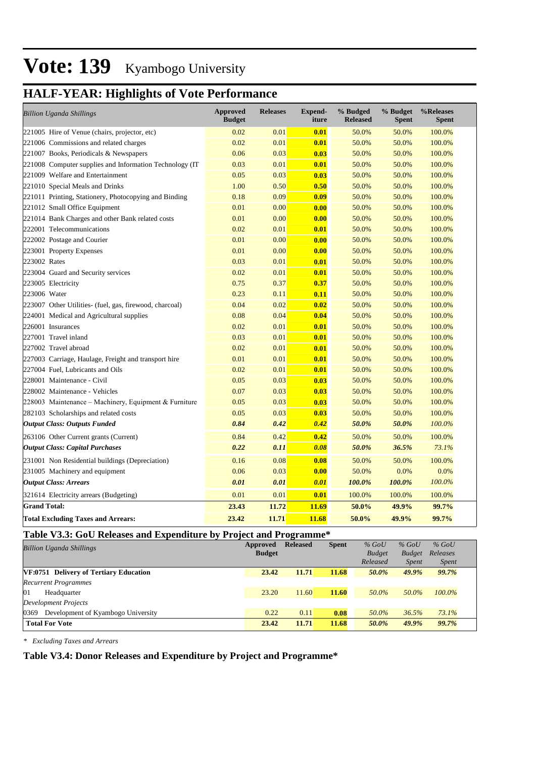# Vote: 139 Kyambogo University

## HALF-YEAR: Highlights of Vote Performance

| *Billion Uganda Shillings* | Approved Budget | Releases | Expend-iture | % Budged Released | % Budget Spent | %Releases Spent |
|---|---|---|---|---|---|---|
| 221005 Hire of Venue (chairs, projector, etc) | 0.02 | 0.01 | **0.01** | 50.0% | 50.0% | 100.0% |
| 221006 Commissions and related charges | 0.02 | 0.01 | **0.01** | 50.0% | 50.0% | 100.0% |
| 221007 Books, Periodicals & Newspapers | 0.06 | 0.03 | **0.03** | 50.0% | 50.0% | 100.0% |
| 221008 Computer supplies and Information Technology (IT | 0.03 | 0.01 | **0.01** | 50.0% | 50.0% | 100.0% |
| 221009 Welfare and Entertainment | 0.05 | 0.03 | **0.03** | 50.0% | 50.0% | 100.0% |
| 221010 Special Meals and Drinks | 1.00 | 0.50 | **0.50** | 50.0% | 50.0% | 100.0% |
| 221011 Printing, Stationery, Photocopying and Binding | 0.18 | 0.09 | **0.09** | 50.0% | 50.0% | 100.0% |
| 221012 Small Office Equipment | 0.01 | 0.00 | **0.00** | 50.0% | 50.0% | 100.0% |
| 221014 Bank Charges and other Bank related costs | 0.01 | 0.00 | **0.00** | 50.0% | 50.0% | 100.0% |
| 222001 Telecommunications | 0.02 | 0.01 | **0.01** | 50.0% | 50.0% | 100.0% |
| 222002 Postage and Courier | 0.01 | 0.00 | **0.00** | 50.0% | 50.0% | 100.0% |
| 223001 Property Expenses | 0.01 | 0.00 | **0.00** | 50.0% | 50.0% | 100.0% |
| 223002 Rates | 0.03 | 0.01 | **0.01** | 50.0% | 50.0% | 100.0% |
| 223004 Guard and Security services | 0.02 | 0.01 | **0.01** | 50.0% | 50.0% | 100.0% |
| 223005 Electricity | 0.75 | 0.37 | **0.37** | 50.0% | 50.0% | 100.0% |
| 223006 Water | 0.23 | 0.11 | **0.11** | 50.0% | 50.0% | 100.0% |
| 223007 Other Utilities- (fuel, gas, firewood, charcoal) | 0.04 | 0.02 | **0.02** | 50.0% | 50.0% | 100.0% |
| 224001 Medical and Agricultural supplies | 0.08 | 0.04 | **0.04** | 50.0% | 50.0% | 100.0% |
| 226001 Insurances | 0.02 | 0.01 | **0.01** | 50.0% | 50.0% | 100.0% |
| 227001 Travel inland | 0.03 | 0.01 | **0.01** | 50.0% | 50.0% | 100.0% |
| 227002 Travel abroad | 0.02 | 0.01 | **0.01** | 50.0% | 50.0% | 100.0% |
| 227003 Carriage, Haulage, Freight and transport hire | 0.01 | 0.01 | **0.01** | 50.0% | 50.0% | 100.0% |
| 227004 Fuel, Lubricants and Oils | 0.02 | 0.01 | **0.01** | 50.0% | 50.0% | 100.0% |
| 228001 Maintenance - Civil | 0.05 | 0.03 | **0.03** | 50.0% | 50.0% | 100.0% |
| 228002 Maintenance - Vehicles | 0.07 | 0.03 | **0.03** | 50.0% | 50.0% | 100.0% |
| 228003 Maintenance – Machinery, Equipment & Furniture | 0.05 | 0.03 | **0.03** | 50.0% | 50.0% | 100.0% |
| 282103 Scholarships and related costs | 0.05 | 0.03 | **0.03** | 50.0% | 50.0% | 100.0% |
| ***Output Class: Outputs Funded*** | ***0.84*** | ***0.42*** | ***0.42*** | ***50.0%*** | ***50.0%*** | *100.0%* |
| 263106 Other Current grants (Current) | 0.84 | 0.42 | **0.42** | 50.0% | 50.0% | 100.0% |
| ***Output Class: Capital Purchases*** | ***0.22*** | ***0.11*** | ***0.08*** | ***50.0%*** | ***36.5%*** | *73.1%* |
| 231001 Non Residential buildings (Depreciation) | 0.16 | 0.08 | **0.08** | 50.0% | 50.0% | 100.0% |
| 231005 Machinery and equipment | 0.06 | 0.03 | **0.00** | 50.0% | 0.0% | 0.0% |
| ***Output Class: Arrears*** | ***0.01*** | ***0.01*** | ***0.01*** | ***100.0%*** | ***100.0%*** | *100.0%* |
| 321614 Electricity arrears (Budgeting) | 0.01 | 0.01 | **0.01** | 100.0% | 100.0% | 100.0% |
| **Grand Total:** | **23.43** | **11.72** | **11.69** | **50.0%** | **49.9%** | **99.7%** |
| **Total Excluding Taxes and Arrears:** | **23.42** | **11.71** | **11.68** | **50.0%** | **49.9%** | **99.7%** |

### Table V3.3: GoU Releases and Expenditure by Project and Programme*

| *Billion Uganda Shillings* | Approved Budget | Released | Spent | *% GoU Budget Released* | *% GoU Budget Spent* | *% GoU Releases Spent* |
|---|---|---|---|---|---|---|
| **VF:0751 Delivery of Tertiary Education** | **23.42** | **11.71** | **11.68** | ***50.0%*** | ***49.9%*** | ***99.7%*** |
| *Recurrent Programmes* | | | | | | |
| 01 Headquarter | 23.20 | 11.60 | **11.60** | *50.0%* | *50.0%* | *100.0%* |
| *Development Projects* | | | | | | |
| 0369 Development of Kyambogo University | 0.22 | 0.11 | **0.08** | *50.0%* | *36.5%* | *73.1%* |
| **Total For Vote** | **23.42** | **11.71** | **11.68** | ***50.0%*** | ***49.9%*** | ***99.7%*** |

\* *Excluding Taxes and Arrears*

### Table V3.4: Donor Releases and Expenditure by Project and Programme*